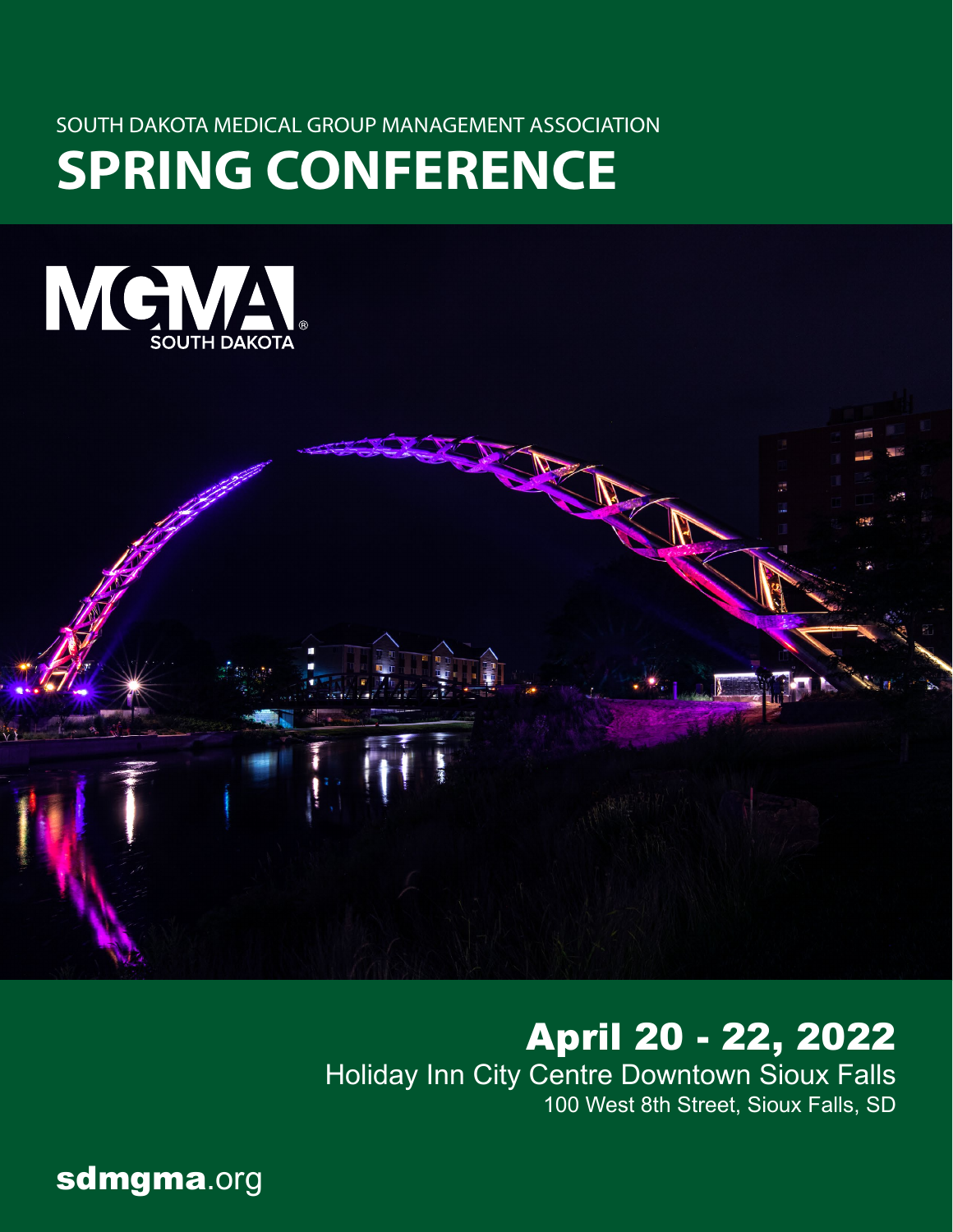SOUTH DAKOTA MEDICAL GROUP MANAGEMENT ASSOCIATION

# SPRING CONFERENCE

MGMA SOUTH DAKOTA

## April 20 - 22, 2022

Holiday Inn City Centre Downtown Sioux Falls

100 West 8th Street, Sioux Falls, SD

**sdmgma**.org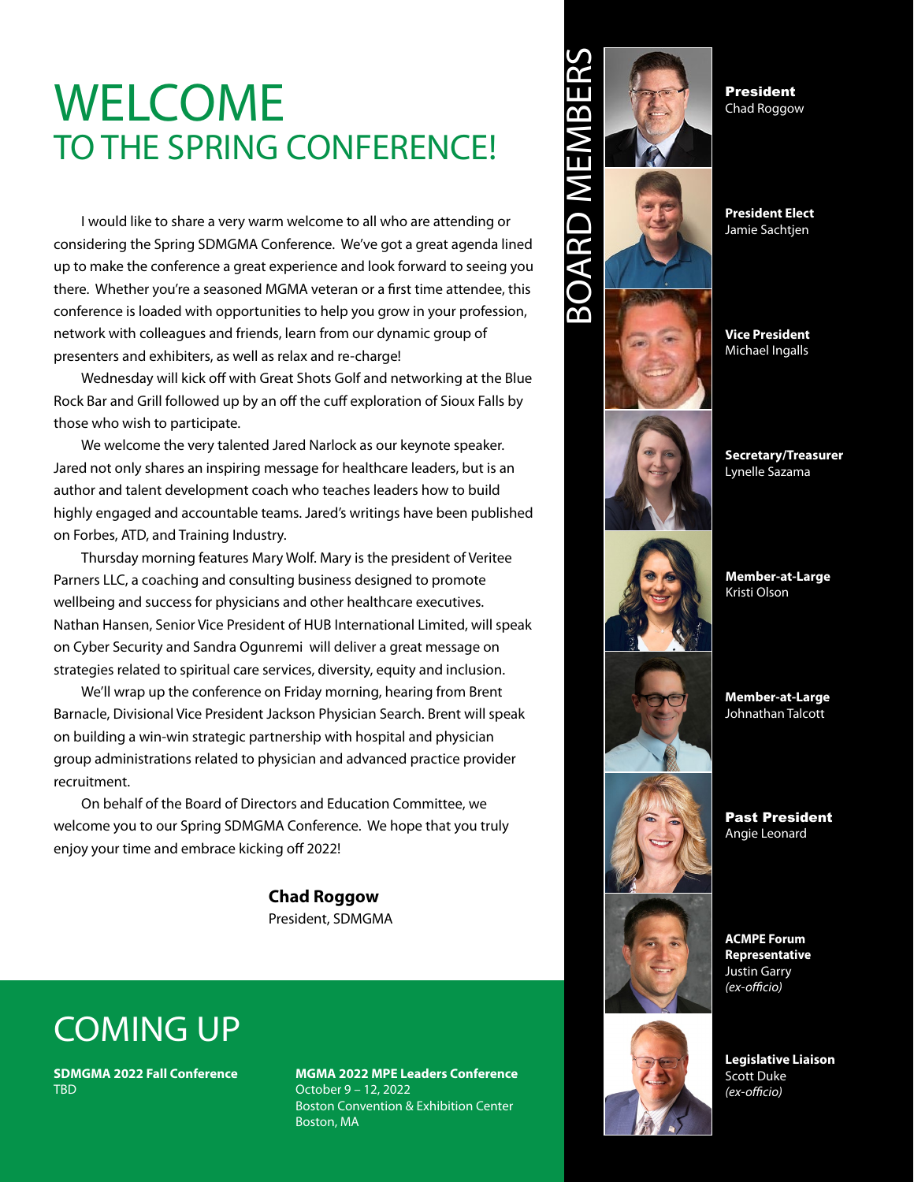# WELCOME
## TO THE SPRING CONFERENCE!

I would like to share a very warm welcome to all who are attending or considering the Spring SDMGMA Conference. We've got a great agenda lined up to make the conference a great experience and look forward to seeing you there. Whether you're a seasoned MGMA veteran or a first time attendee, this conference is loaded with opportunities to help you grow in your profession, network with colleagues and friends, learn from our dynamic group of presenters and exhibiters, as well as relax and re-charge!

Wednesday will kick off with Great Shots Golf and networking at the Blue Rock Bar and Grill followed up by an off the cuff exploration of Sioux Falls by those who wish to participate.

We welcome the very talented Jared Narlock as our keynote speaker. Jared not only shares an inspiring message for healthcare leaders, but is an author and talent development coach who teaches leaders how to build highly engaged and accountable teams. Jared's writings have been published on Forbes, ATD, and Training Industry.

Thursday morning features Mary Wolf. Mary is the president of Veritee Parners LLC, a coaching and consulting business designed to promote wellbeing and success for physicians and other healthcare executives. Nathan Hansen, Senior Vice President of HUB International Limited, will speak on Cyber Security and Sandra Ogunremi will deliver a great message on strategies related to spiritual care services, diversity, equity and inclusion.

We'll wrap up the conference on Friday morning, hearing from Brent Barnacle, Divisional Vice President Jackson Physician Search. Brent will speak on building a win-win strategic partnership with hospital and physician group administrations related to physician and advanced practice provider recruitment.

On behalf of the Board of Directors and Education Committee, we welcome you to our Spring SDMGMA Conference. We hope that you truly enjoy your time and embrace kicking off 2022!

**Chad Roggow**
President, SDMGMA

# COMING UP

**SDMGMA 2022 Fall Conference**
TBD

**MGMA 2022 MPE Leaders Conference**
October 9 – 12, 2022
Boston Convention & Exhibition Center
Boston, MA

# BOARD MEMBERS

**President**
Chad Roggow

**President Elect**
Jamie Sachtjen

**Vice President**
Michael Ingalls

**Secretary/Treasurer**
Lynelle Sazama

**Member-at-Large**
Kristi Olson

**Member-at-Large**
Johnathan Talcott

**Past President**
Angie Leonard

**ACMPE Forum Representative**
Justin Garry
*(ex-officio)*

**Legislative Liaison**
Scott Duke
*(ex-officio)*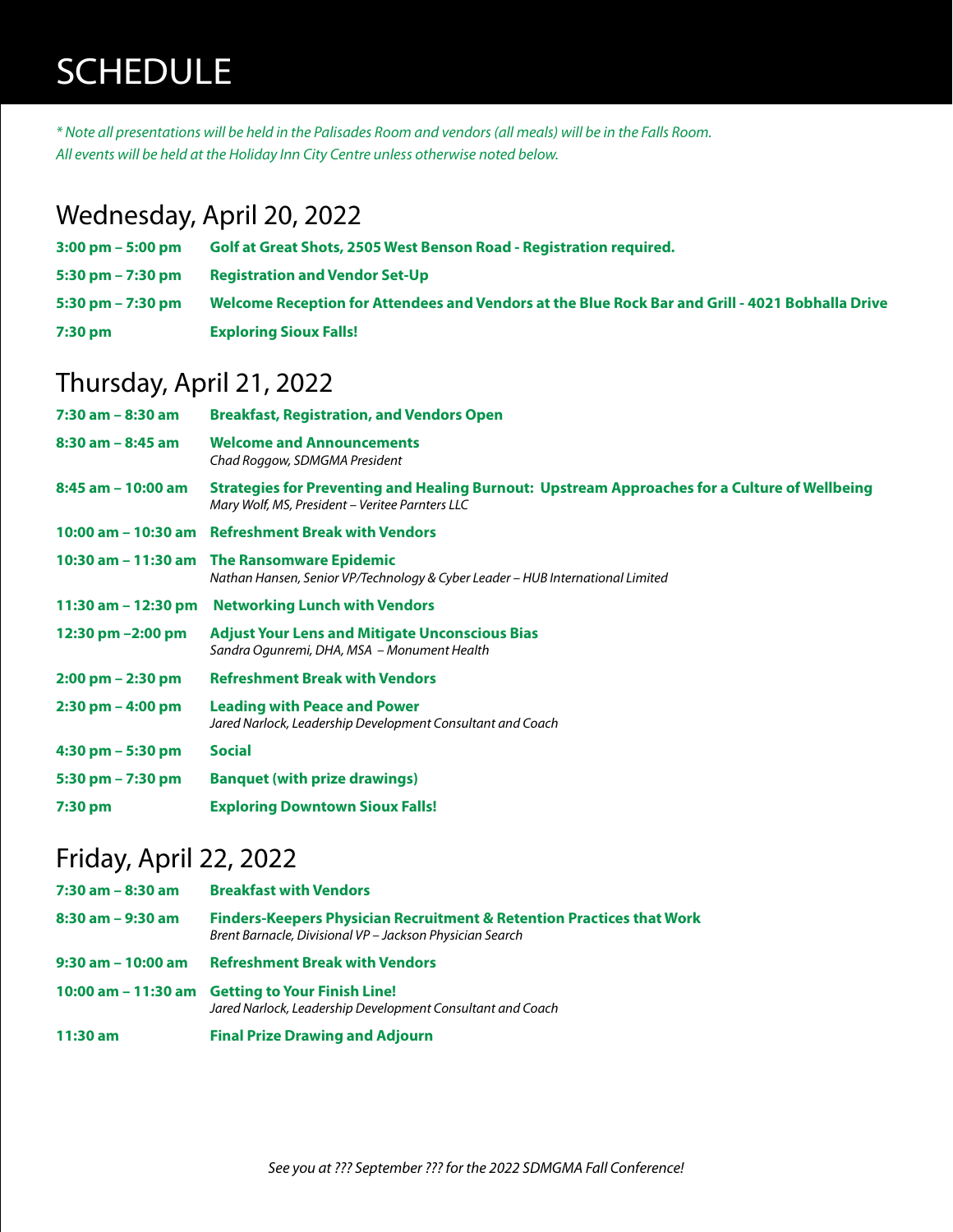# SCHEDULE

*\* Note all presentations will be held in the Palisades Room and vendors (all meals) will be in the Falls Room. All events will be held at the Holiday Inn City Centre unless otherwise noted below.*

## Wednesday, April 20, 2022

**3:00 pm – 5:00 pm** **Golf at Great Shots, 2505 West Benson Road - Registration required.**

**5:30 pm – 7:30 pm** **Registration and Vendor Set-Up**

**5:30 pm – 7:30 pm** **Welcome Reception for Attendees and Vendors at the Blue Rock Bar and Grill - 4021 Bobhalla Drive**

**7:30 pm** **Exploring Sioux Falls!**

## Thursday, April 21, 2022

**7:30 am – 8:30 am** **Breakfast, Registration, and Vendors Open**

**8:30 am – 8:45 am** **Welcome and Announcements**
*Chad Roggow, SDMGMA President*

**8:45 am – 10:00 am** **Strategies for Preventing and Healing Burnout: Upstream Approaches for a Culture of Wellbeing**
*Mary Wolf, MS, President – Veritee Parnters LLC*

**10:00 am – 10:30 am** **Refreshment Break with Vendors**

**10:30 am – 11:30 am** **The Ransomware Epidemic**
*Nathan Hansen, Senior VP/Technology & Cyber Leader – HUB International Limited*

**11:30 am – 12:30 pm** **Networking Lunch with Vendors**

**12:30 pm –2:00 pm** **Adjust Your Lens and Mitigate Unconscious Bias**
*Sandra Ogunremi, DHA, MSA – Monument Health*

**2:00 pm – 2:30 pm** **Refreshment Break with Vendors**

**2:30 pm – 4:00 pm** **Leading with Peace and Power**
*Jared Narlock, Leadership Development Consultant and Coach*

**4:30 pm – 5:30 pm** **Social**

**5:30 pm – 7:30 pm** **Banquet (with prize drawings)**

**7:30 pm** **Exploring Downtown Sioux Falls!**

## Friday, April 22, 2022

**7:30 am – 8:30 am** **Breakfast with Vendors**

**8:30 am – 9:30 am** **Finders-Keepers Physician Recruitment & Retention Practices that Work**
*Brent Barnacle, Divisional VP – Jackson Physician Search*

**9:30 am – 10:00 am** **Refreshment Break with Vendors**

**10:00 am – 11:30 am** **Getting to Your Finish Line!**
*Jared Narlock, Leadership Development Consultant and Coach*

**11:30 am** **Final Prize Drawing and Adjourn**

*See you at ??? September ??? for the 2022 SDMGMA Fall Conference!*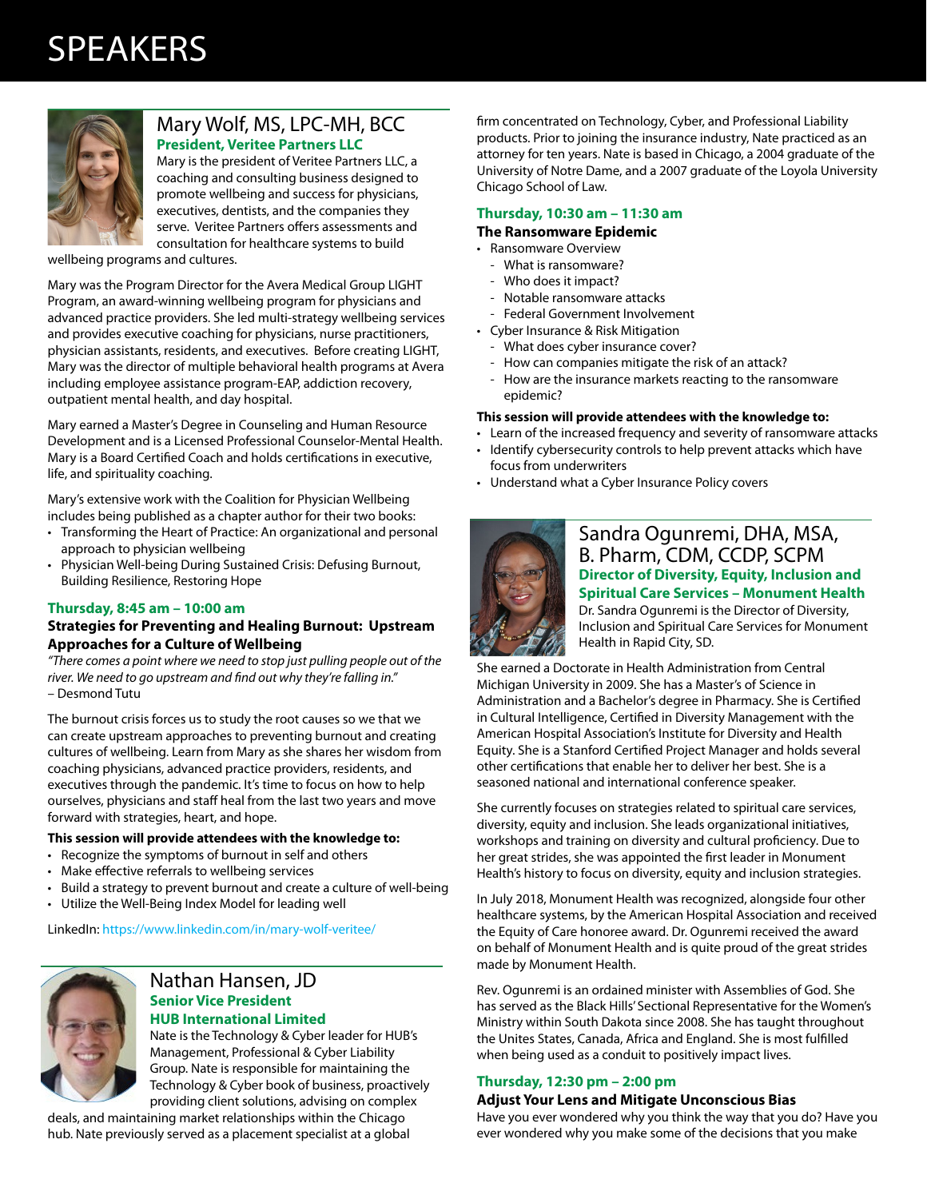# SPEAKERS

## Mary Wolf, MS, LPC-MH, BCC

**President, Veritee Partners LLC**

Mary is the president of Veritee Partners LLC, a coaching and consulting business designed to promote wellbeing and success for physicians, executives, dentists, and the companies they serve. Veritee Partners offers assessments and consultation for healthcare systems to build wellbeing programs and cultures.

Mary was the Program Director for the Avera Medical Group LIGHT Program, an award-winning wellbeing program for physicians and advanced practice providers. She led multi-strategy wellbeing services and provides executive coaching for physicians, nurse practitioners, physician assistants, residents, and executives. Before creating LIGHT, Mary was the director of multiple behavioral health programs at Avera including employee assistance program-EAP, addiction recovery, outpatient mental health, and day hospital.

Mary earned a Master's Degree in Counseling and Human Resource Development and is a Licensed Professional Counselor-Mental Health. Mary is a Board Certified Coach and holds certifications in executive, life, and spirituality coaching.

Mary's extensive work with the Coalition for Physician Wellbeing includes being published as a chapter author for their two books:

- Transforming the Heart of Practice: An organizational and personal approach to physician wellbeing
- Physician Well-being During Sustained Crisis: Defusing Burnout, Building Resilience, Restoring Hope

### Thursday, 8:45 am – 10:00 am

**Strategies for Preventing and Healing Burnout: Upstream Approaches for a Culture of Wellbeing**

*"There comes a point where we need to stop just pulling people out of the river. We need to go upstream and find out why they're falling in."*
– Desmond Tutu

The burnout crisis forces us to study the root causes so we that we can create upstream approaches to preventing burnout and creating cultures of wellbeing. Learn from Mary as she shares her wisdom from coaching physicians, advanced practice providers, residents, and executives through the pandemic. It's time to focus on how to help ourselves, physicians and staff heal from the last two years and move forward with strategies, heart, and hope.

**This session will provide attendees with the knowledge to:**

- Recognize the symptoms of burnout in self and others
- Make effective referrals to wellbeing services
- Build a strategy to prevent burnout and create a culture of well-being
- Utilize the Well-Being Index Model for leading well

LinkedIn: https://www.linkedin.com/in/mary-wolf-veritee/

## Nathan Hansen, JD

**Senior Vice President**
**HUB International Limited**

Nate is the Technology & Cyber leader for HUB's Management, Professional & Cyber Liability Group. Nate is responsible for maintaining the Technology & Cyber book of business, proactively providing client solutions, advising on complex deals, and maintaining market relationships within the Chicago hub. Nate previously served as a placement specialist at a global firm concentrated on Technology, Cyber, and Professional Liability products. Prior to joining the insurance industry, Nate practiced as an attorney for ten years. Nate is based in Chicago, a 2004 graduate of the University of Notre Dame, and a 2007 graduate of the Loyola University Chicago School of Law.

### Thursday, 10:30 am – 11:30 am

**The Ransomware Epidemic**

- Ransomware Overview
  - What is ransomware?
  - Who does it impact?
  - Notable ransomware attacks
  - Federal Government Involvement
- Cyber Insurance & Risk Mitigation
  - What does cyber insurance cover?
  - How can companies mitigate the risk of an attack?
  - How are the insurance markets reacting to the ransomware epidemic?

**This session will provide attendees with the knowledge to:**

- Learn of the increased frequency and severity of ransomware attacks
- Identify cybersecurity controls to help prevent attacks which have focus from underwriters
- Understand what a Cyber Insurance Policy covers

## Sandra Ogunremi, DHA, MSA, B. Pharm, CDM, CCDP, SCPM

**Director of Diversity, Equity, Inclusion and Spiritual Care Services – Monument Health**

Dr. Sandra Ogunremi is the Director of Diversity, Inclusion and Spiritual Care Services for Monument Health in Rapid City, SD.

She earned a Doctorate in Health Administration from Central Michigan University in 2009. She has a Master's of Science in Administration and a Bachelor's degree in Pharmacy. She is Certified in Cultural Intelligence, Certified in Diversity Management with the American Hospital Association's Institute for Diversity and Health Equity. She is a Stanford Certified Project Manager and holds several other certifications that enable her to deliver her best. She is a seasoned national and international conference speaker.

She currently focuses on strategies related to spiritual care services, diversity, equity and inclusion. She leads organizational initiatives, workshops and training on diversity and cultural proficiency. Due to her great strides, she was appointed the first leader in Monument Health's history to focus on diversity, equity and inclusion strategies.

In July 2018, Monument Health was recognized, alongside four other healthcare systems, by the American Hospital Association and received the Equity of Care honoree award. Dr. Ogunremi received the award on behalf of Monument Health and is quite proud of the great strides made by Monument Health.

Rev. Ogunremi is an ordained minister with Assemblies of God. She has served as the Black Hills' Sectional Representative for the Women's Ministry within South Dakota since 2008. She has taught throughout the Unites States, Canada, Africa and England. She is most fulfilled when being used as a conduit to positively impact lives.

### Thursday, 12:30 pm – 2:00 pm

**Adjust Your Lens and Mitigate Unconscious Bias**

Have you ever wondered why you think the way that you do? Have you ever wondered why you make some of the decisions that you make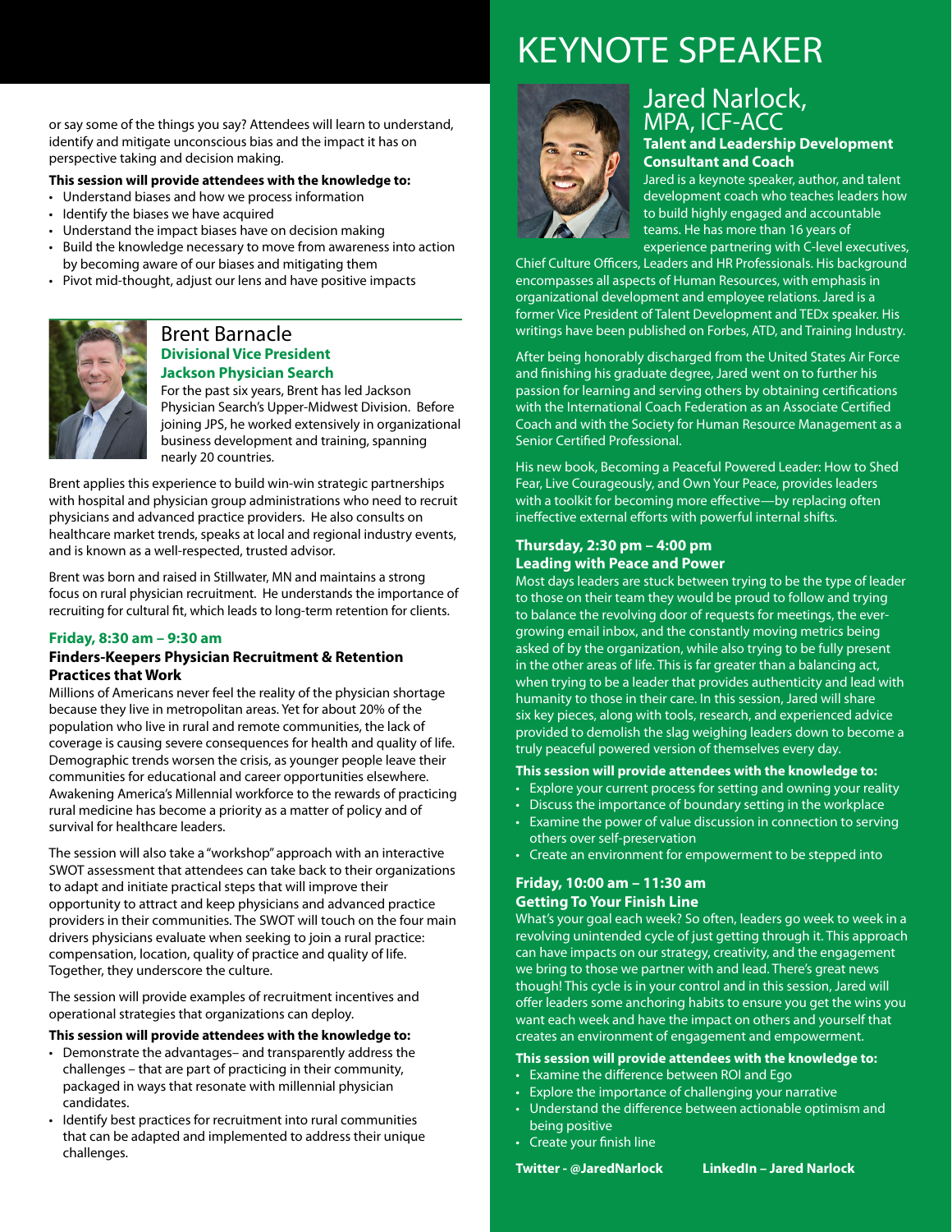or say some of the things you say? Attendees will learn to understand, identify and mitigate unconscious bias and the impact it has on perspective taking and decision making.

**This session will provide attendees with the knowledge to:**

- Understand biases and how we process information
- Identify the biases we have acquired
- Understand the impact biases have on decision making
- Build the knowledge necessary to move from awareness into action by becoming aware of our biases and mitigating them
- Pivot mid-thought, adjust our lens and have positive impacts

## Brent Barnacle

**Divisional Vice President**
**Jackson Physician Search**

For the past six years, Brent has led Jackson Physician Search's Upper-Midwest Division. Before joining JPS, he worked extensively in organizational business development and training, spanning nearly 20 countries.

Brent applies this experience to build win-win strategic partnerships with hospital and physician group administrations who need to recruit physicians and advanced practice providers. He also consults on healthcare market trends, speaks at local and regional industry events, and is known as a well-respected, trusted advisor.

Brent was born and raised in Stillwater, MN and maintains a strong focus on rural physician recruitment. He understands the importance of recruiting for cultural fit, which leads to long-term retention for clients.

**Friday, 8:30 am – 9:30 am**

### Finders-Keepers Physician Recruitment & Retention Practices that Work

Millions of Americans never feel the reality of the physician shortage because they live in metropolitan areas. Yet for about 20% of the population who live in rural and remote communities, the lack of coverage is causing severe consequences for health and quality of life. Demographic trends worsen the crisis, as younger people leave their communities for educational and career opportunities elsewhere. Awakening America's Millennial workforce to the rewards of practicing rural medicine has become a priority as a matter of policy and of survival for healthcare leaders.

The session will also take a "workshop" approach with an interactive SWOT assessment that attendees can take back to their organizations to adapt and initiate practical steps that will improve their opportunity to attract and keep physicians and advanced practice providers in their communities. The SWOT will touch on the four main drivers physicians evaluate when seeking to join a rural practice: compensation, location, quality of practice and quality of life. Together, they underscore the culture.

The session will provide examples of recruitment incentives and operational strategies that organizations can deploy.

**This session will provide attendees with the knowledge to:**

- Demonstrate the advantages– and transparently address the challenges – that are part of practicing in their community, packaged in ways that resonate with millennial physician candidates.
- Identify best practices for recruitment into rural communities that can be adapted and implemented to address their unique challenges.

# KEYNOTE SPEAKER

## Jared Narlock, MPA, ICF-ACC

**Talent and Leadership Development Consultant and Coach**

Jared is a keynote speaker, author, and talent development coach who teaches leaders how to build highly engaged and accountable teams. He has more than 16 years of experience partnering with C-level executives, Chief Culture Officers, Leaders and HR Professionals. His background encompasses all aspects of Human Resources, with emphasis in organizational development and employee relations. Jared is a former Vice President of Talent Development and TEDx speaker. His writings have been published on Forbes, ATD, and Training Industry.

After being honorably discharged from the United States Air Force and finishing his graduate degree, Jared went on to further his passion for learning and serving others by obtaining certifications with the International Coach Federation as an Associate Certified Coach and with the Society for Human Resource Management as a Senior Certified Professional.

His new book, Becoming a Peaceful Powered Leader: How to Shed Fear, Live Courageously, and Own Your Peace, provides leaders with a toolkit for becoming more effective—by replacing often ineffective external efforts with powerful internal shifts.

**Thursday, 2:30 pm – 4:00 pm**

### Leading with Peace and Power

Most days leaders are stuck between trying to be the type of leader to those on their team they would be proud to follow and trying to balance the revolving door of requests for meetings, the ever-growing email inbox, and the constantly moving metrics being asked of by the organization, while also trying to be fully present in the other areas of life. This is far greater than a balancing act, when trying to be a leader that provides authenticity and lead with humanity to those in their care. In this session, Jared will share six key pieces, along with tools, research, and experienced advice provided to demolish the slag weighing leaders down to become a truly peaceful powered version of themselves every day.

**This session will provide attendees with the knowledge to:**

- Explore your current process for setting and owning your reality
- Discuss the importance of boundary setting in the workplace
- Examine the power of value discussion in connection to serving others over self-preservation
- Create an environment for empowerment to be stepped into

**Friday, 10:00 am – 11:30 am**

### Getting To Your Finish Line

What's your goal each week? So often, leaders go week to week in a revolving unintended cycle of just getting through it. This approach can have impacts on our strategy, creativity, and the engagement we bring to those we partner with and lead. There's great news though! This cycle is in your control and in this session, Jared will offer leaders some anchoring habits to ensure you get the wins you want each week and have the impact on others and yourself that creates an environment of engagement and empowerment.

**This session will provide attendees with the knowledge to:**

- Examine the difference between ROI and Ego
- Explore the importance of challenging your narrative
- Understand the difference between actionable optimism and being positive
- Create your finish line

**Twitter - @JaredNarlock** **LinkedIn – Jared Narlock**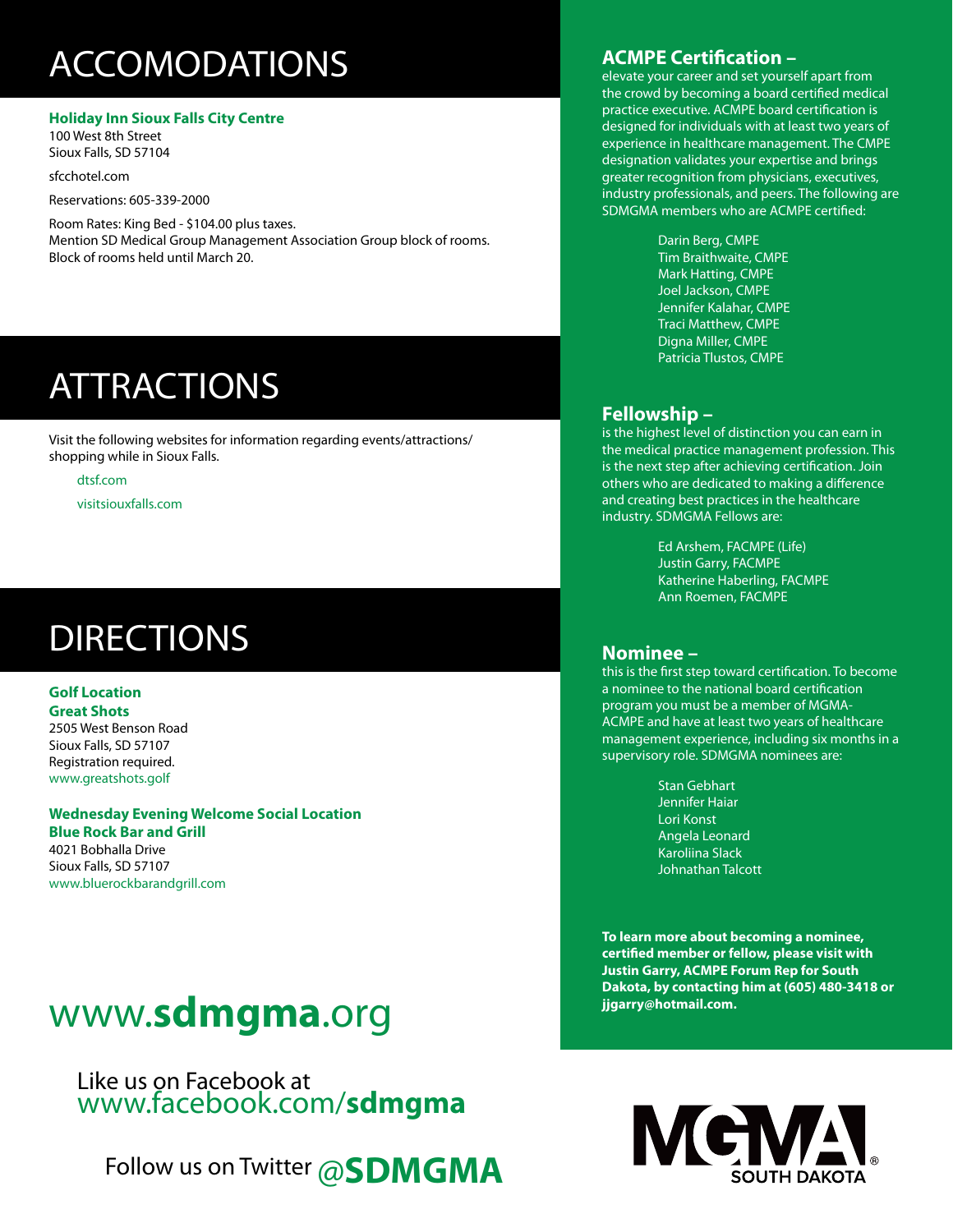# ACCOMODATIONS

**Holiday Inn Sioux Falls City Centre**
100 West 8th Street
Sioux Falls, SD 57104

sfcchotel.com

Reservations: 605-339-2000

Room Rates: King Bed - $104.00 plus taxes.
Mention SD Medical Group Management Association Group block of rooms.
Block of rooms held until March 20.

# ATTRACTIONS

Visit the following websites for information regarding events/attractions/shopping while in Sioux Falls.

dtsf.com

visitsiouxfalls.com

# DIRECTIONS

**Golf Location**
**Great Shots**
2505 West Benson Road
Sioux Falls, SD 57107
Registration required.
www.greatshots.golf

**Wednesday Evening Welcome Social Location**
**Blue Rock Bar and Grill**
4021 Bobhalla Drive
Sioux Falls, SD 57107
www.bluerockbarandgrill.com

## www.**sdmgma**.org

Like us on Facebook at
www.facebook.com/**sdmgma**

Follow us on Twitter **@SDMGMA**

### ACMPE Certification –

elevate your career and set yourself apart from the crowd by becoming a board certified medical practice executive. ACMPE board certification is designed for individuals with at least two years of experience in healthcare management. The CMPE designation validates your expertise and brings greater recognition from physicians, executives, industry professionals, and peers. The following are SDMGMA members who are ACMPE certified:

Darin Berg, CMPE
Tim Braithwaite, CMPE
Mark Hatting, CMPE
Joel Jackson, CMPE
Jennifer Kalahar, CMPE
Traci Matthew, CMPE
Digna Miller, CMPE
Patricia Tlustos, CMPE

### Fellowship –

is the highest level of distinction you can earn in the medical practice management profession. This is the next step after achieving certification. Join others who are dedicated to making a difference and creating best practices in the healthcare industry. SDMGMA Fellows are:

Ed Arshem, FACMPE (Life)
Justin Garry, FACMPE
Katherine Haberling, FACMPE
Ann Roemen, FACMPE

### Nominee –

this is the first step toward certification. To become a nominee to the national board certification program you must be a member of MGMA-ACMPE and have at least two years of healthcare management experience, including six months in a supervisory role. SDMGMA nominees are:

Stan Gebhart
Jennifer Haiar
Lori Konst
Angela Leonard
Karoliina Slack
Johnathan Talcott

**To learn more about becoming a nominee, certified member or fellow, please visit with Justin Garry, ACMPE Forum Rep for South Dakota, by contacting him at (605) 480-3418 or jjgarry@hotmail.com.**

MGMA® SOUTH DAKOTA